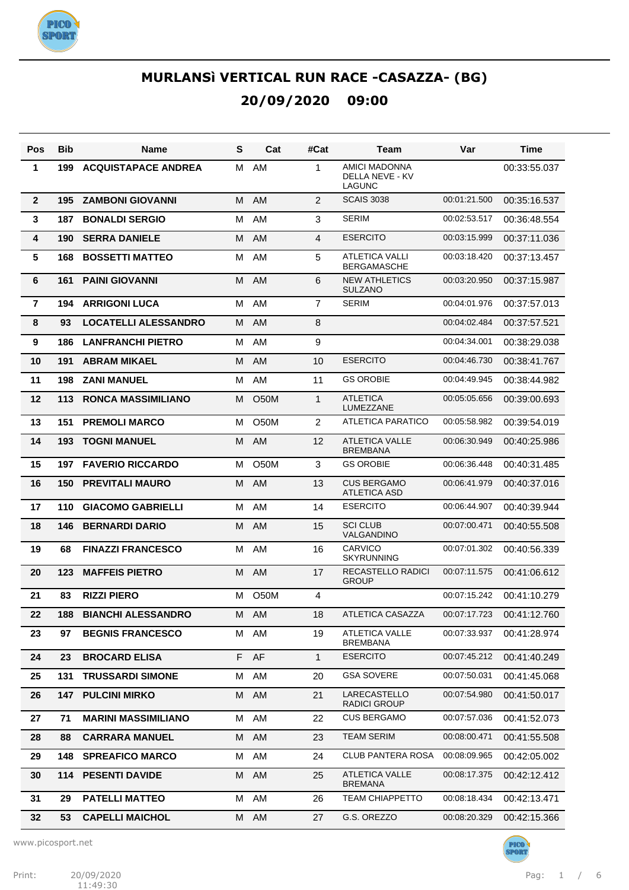# MURLANSì VERTICAL RUN RACE -CASAZZA- (BG)

## 20/09/2020 09:00

| Pos | Bib | Name | S | Cat | #Cat | Team | Var | Time |
|---|---|---|---|---|---|---|---|---|
| 1 | 199 | ACQUISTAPACE ANDREA | M | AM | 1 | AMICI MADONNA DELLA NEVE - KV LAGUNC | | 00:33:55.037 |
| 2 | 195 | ZAMBONI GIOVANNI | M | AM | 2 | SCAIS 3038 | 00:01:21.500 | 00:35:16.537 |
| 3 | 187 | BONALDI SERGIO | M | AM | 3 | SERIM | 00:02:53.517 | 00:36:48.554 |
| 4 | 190 | SERRA DANIELE | M | AM | 4 | ESERCITO | 00:03:15.999 | 00:37:11.036 |
| 5 | 168 | BOSSETTI MATTEO | M | AM | 5 | ATLETICA VALLI BERGAMASCHE | 00:03:18.420 | 00:37:13.457 |
| 6 | 161 | PAINI GIOVANNI | M | AM | 6 | NEW ATHLETICS SULZANO | 00:03:20.950 | 00:37:15.987 |
| 7 | 194 | ARRIGONI LUCA | M | AM | 7 | SERIM | 00:04:01.976 | 00:37:57.013 |
| 8 | 93 | LOCATELLI ALESSANDRO | M | AM | 8 | | 00:04:02.484 | 00:37:57.521 |
| 9 | 186 | LANFRANCHI PIETRO | M | AM | 9 | | 00:04:34.001 | 00:38:29.038 |
| 10 | 191 | ABRAM MIKAEL | M | AM | 10 | ESERCITO | 00:04:46.730 | 00:38:41.767 |
| 11 | 198 | ZANI MANUEL | M | AM | 11 | GS OROBIE | 00:04:49.945 | 00:38:44.982 |
| 12 | 113 | RONCA MASSIMILIANO | M | O50M | 1 | ATLETICA LUMEZZANE | 00:05:05.656 | 00:39:00.693 |
| 13 | 151 | PREMOLI MARCO | M | O50M | 2 | ATLETICA PARATICO | 00:05:58.982 | 00:39:54.019 |
| 14 | 193 | TOGNI MANUEL | M | AM | 12 | ATLETICA VALLE BREMBANA | 00:06:30.949 | 00:40:25.986 |
| 15 | 197 | FAVERIO RICCARDO | M | O50M | 3 | GS OROBIE | 00:06:36.448 | 00:40:31.485 |
| 16 | 150 | PREVITALI MAURO | M | AM | 13 | CUS BERGAMO ATLETICA ASD | 00:06:41.979 | 00:40:37.016 |
| 17 | 110 | GIACOMO GABRIELLI | M | AM | 14 | ESERCITO | 00:06:44.907 | 00:40:39.944 |
| 18 | 146 | BERNARDI DARIO | M | AM | 15 | SCI CLUB VALGANDINO | 00:07:00.471 | 00:40:55.508 |
| 19 | 68 | FINAZZI FRANCESCO | M | AM | 16 | CARVICO SKYRUNNING | 00:07:01.302 | 00:40:56.339 |
| 20 | 123 | MAFFEIS PIETRO | M | AM | 17 | RECASTELLO RADICI GROUP | 00:07:11.575 | 00:41:06.612 |
| 21 | 83 | RIZZI PIERO | M | O50M | 4 | | 00:07:15.242 | 00:41:10.279 |
| 22 | 188 | BIANCHI ALESSANDRO | M | AM | 18 | ATLETICA CASAZZA | 00:07:17.723 | 00:41:12.760 |
| 23 | 97 | BEGNIS FRANCESCO | M | AM | 19 | ATLETICA VALLE BREMBANA | 00:07:33.937 | 00:41:28.974 |
| 24 | 23 | BROCARD ELISA | F | AF | 1 | ESERCITO | 00:07:45.212 | 00:41:40.249 |
| 25 | 131 | TRUSSARDI SIMONE | M | AM | 20 | GSA SOVERE | 00:07:50.031 | 00:41:45.068 |
| 26 | 147 | PULCINI MIRKO | M | AM | 21 | LARECASTELLO RADICI GROUP | 00:07:54.980 | 00:41:50.017 |
| 27 | 71 | MARINI MASSIMILIANO | M | AM | 22 | CUS BERGAMO | 00:07:57.036 | 00:41:52.073 |
| 28 | 88 | CARRARA MANUEL | M | AM | 23 | TEAM SERIM | 00:08:00.471 | 00:41:55.508 |
| 29 | 148 | SPREAFICO MARCO | M | AM | 24 | CLUB PANTERA ROSA | 00:08:09.965 | 00:42:05.002 |
| 30 | 114 | PESENTI DAVIDE | M | AM | 25 | ATLETICA VALLE BREMANA | 00:08:17.375 | 00:42:12.412 |
| 31 | 29 | PATELLI MATTEO | M | AM | 26 | TEAM CHIAPPETTO | 00:08:18.434 | 00:42:13.471 |
| 32 | 53 | CAPELLI MAICHOL | M | AM | 27 | G.S. OREZZO | 00:08:20.329 | 00:42:15.366 |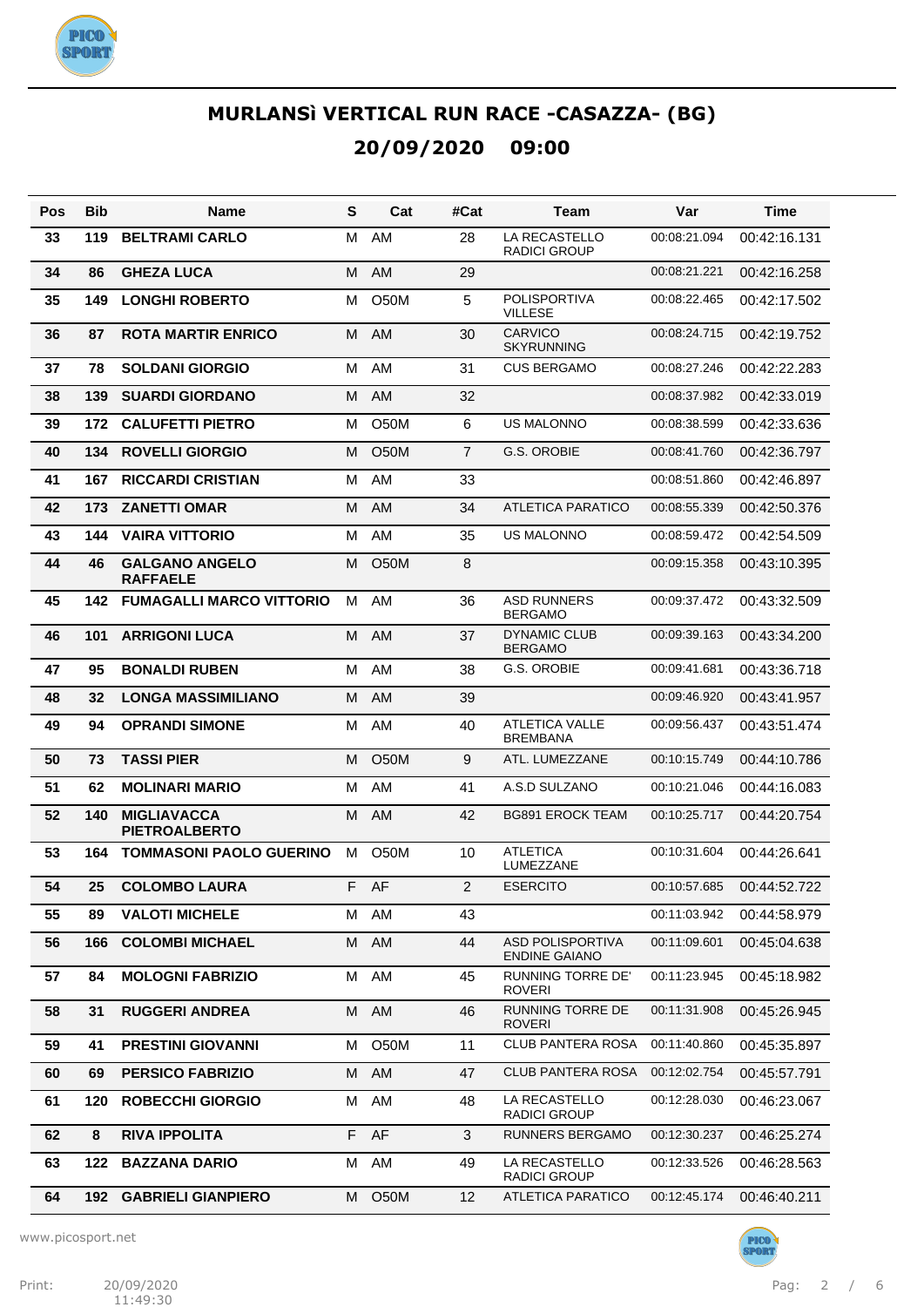# MURLANSì VERTICAL RUN RACE -CASAZZA- (BG)

## 20/09/2020 09:00

| Pos | Bib | Name | S | Cat | #Cat | Team | Var | Time |
|---|---|---|---|---|---|---|---|---|
| 33 | 119 | BELTRAMI CARLO | M | AM | 28 | LA RECASTELLO RADICI GROUP | 00:08:21.094 | 00:42:16.131 |
| 34 | 86 | GHEZA LUCA | M | AM | 29 | | 00:08:21.221 | 00:42:16.258 |
| 35 | 149 | LONGHI ROBERTO | M | O50M | 5 | POLISPORTIVA VILLESE | 00:08:22.465 | 00:42:17.502 |
| 36 | 87 | ROTA MARTIR ENRICO | M | AM | 30 | CARVICO SKYRUNNING | 00:08:24.715 | 00:42:19.752 |
| 37 | 78 | SOLDANI GIORGIO | M | AM | 31 | CUS BERGAMO | 00:08:27.246 | 00:42:22.283 |
| 38 | 139 | SUARDI GIORDANO | M | AM | 32 | | 00:08:37.982 | 00:42:33.019 |
| 39 | 172 | CALUFETTI PIETRO | M | O50M | 6 | US MALONNO | 00:08:38.599 | 00:42:33.636 |
| 40 | 134 | ROVELLI GIORGIO | M | O50M | 7 | G.S. OROBIE | 00:08:41.760 | 00:42:36.797 |
| 41 | 167 | RICCARDI CRISTIAN | M | AM | 33 | | 00:08:51.860 | 00:42:46.897 |
| 42 | 173 | ZANETTI OMAR | M | AM | 34 | ATLETICA PARATICO | 00:08:55.339 | 00:42:50.376 |
| 43 | 144 | VAIRA VITTORIO | M | AM | 35 | US MALONNO | 00:08:59.472 | 00:42:54.509 |
| 44 | 46 | GALGANO ANGELO RAFFAELE | M | O50M | 8 | | 00:09:15.358 | 00:43:10.395 |
| 45 | 142 | FUMAGALLI MARCO VITTORIO | M | AM | 36 | ASD RUNNERS BERGAMO | 00:09:37.472 | 00:43:32.509 |
| 46 | 101 | ARRIGONI LUCA | M | AM | 37 | DYNAMIC CLUB BERGAMO | 00:09:39.163 | 00:43:34.200 |
| 47 | 95 | BONALDI RUBEN | M | AM | 38 | G.S. OROBIE | 00:09:41.681 | 00:43:36.718 |
| 48 | 32 | LONGA MASSIMILIANO | M | AM | 39 | | 00:09:46.920 | 00:43:41.957 |
| 49 | 94 | OPRANDI SIMONE | M | AM | 40 | ATLETICA VALLE BREMBANA | 00:09:56.437 | 00:43:51.474 |
| 50 | 73 | TASSI PIER | M | O50M | 9 | ATL. LUMEZZANE | 00:10:15.749 | 00:44:10.786 |
| 51 | 62 | MOLINARI MARIO | M | AM | 41 | A.S.D SULZANO | 00:10:21.046 | 00:44:16.083 |
| 52 | 140 | MIGLIAVACCA PIETROALBERTO | M | AM | 42 | BG891 EROCK TEAM | 00:10:25.717 | 00:44:20.754 |
| 53 | 164 | TOMMASONI PAOLO GUERINO | M | O50M | 10 | ATLETICA LUMEZZANE | 00:10:31.604 | 00:44:26.641 |
| 54 | 25 | COLOMBO LAURA | F | AF | 2 | ESERCITO | 00:10:57.685 | 00:44:52.722 |
| 55 | 89 | VALOTI MICHELE | M | AM | 43 | | 00:11:03.942 | 00:44:58.979 |
| 56 | 166 | COLOMBI MICHAEL | M | AM | 44 | ASD POLISPORTIVA ENDINE GAIANO | 00:11:09.601 | 00:45:04.638 |
| 57 | 84 | MOLOGNI FABRIZIO | M | AM | 45 | RUNNING TORRE DE' ROVERI | 00:11:23.945 | 00:45:18.982 |
| 58 | 31 | RUGGERI ANDREA | M | AM | 46 | RUNNING TORRE DE ROVERI | 00:11:31.908 | 00:45:26.945 |
| 59 | 41 | PRESTINI GIOVANNI | M | O50M | 11 | CLUB PANTERA ROSA | 00:11:40.860 | 00:45:35.897 |
| 60 | 69 | PERSICO FABRIZIO | M | AM | 47 | CLUB PANTERA ROSA | 00:12:02.754 | 00:45:57.791 |
| 61 | 120 | ROBECCHI GIORGIO | M | AM | 48 | LA RECASTELLO RADICI GROUP | 00:12:28.030 | 00:46:23.067 |
| 62 | 8 | RIVA IPPOLITA | F | AF | 3 | RUNNERS BERGAMO | 00:12:30.237 | 00:46:25.274 |
| 63 | 122 | BAZZANA DARIO | M | AM | 49 | LA RECASTELLO RADICI GROUP | 00:12:33.526 | 00:46:28.563 |
| 64 | 192 | GABRIELI GIANPIERO | M | O50M | 12 | ATLETICA PARATICO | 00:12:45.174 | 00:46:40.211 |

www.picosport.net

Print: 20/09/2020 11:49:30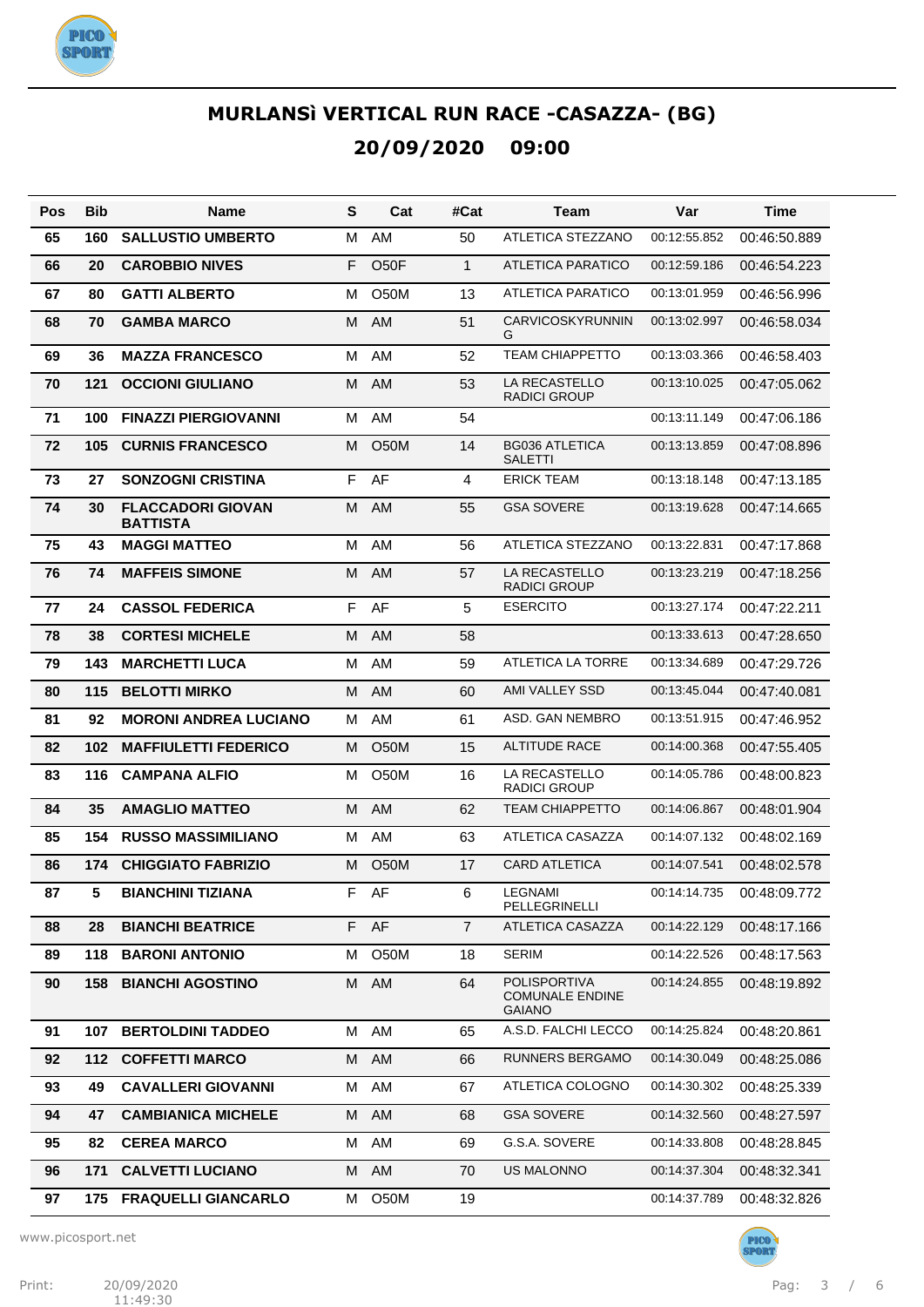# MURLANSì VERTICAL RUN RACE -CASAZZA- (BG)

## 20/09/2020 09:00

| Pos | Bib | Name | S | Cat | #Cat | Team | Var | Time |
|---|---|---|---|---|---|---|---|---|
| 65 | 160 | **SALLUSTIO UMBERTO** | M | AM | 50 | ATLETICA STEZZANO | 00:12:55.852 | 00:46:50.889 |
| 66 | 20 | **CAROBBIO NIVES** | F | O50F | 1 | ATLETICA PARATICO | 00:12:59.186 | 00:46:54.223 |
| 67 | 80 | **GATTI ALBERTO** | M | O50M | 13 | ATLETICA PARATICO | 00:13:01.959 | 00:46:56.996 |
| 68 | 70 | **GAMBA MARCO** | M | AM | 51 | CARVICOSKYRUNNING | 00:13:02.997 | 00:46:58.034 |
| 69 | 36 | **MAZZA FRANCESCO** | M | AM | 52 | TEAM CHIAPPETTO | 00:13:03.366 | 00:46:58.403 |
| 70 | 121 | **OCCIONI GIULIANO** | M | AM | 53 | LA RECASTELLO RADICI GROUP | 00:13:10.025 | 00:47:05.062 |
| 71 | 100 | **FINAZZI PIERGIOVANNI** | M | AM | 54 | | 00:13:11.149 | 00:47:06.186 |
| 72 | 105 | **CURNIS FRANCESCO** | M | O50M | 14 | BG036 ATLETICA SALETTI | 00:13:13.859 | 00:47:08.896 |
| 73 | 27 | **SONZOGNI CRISTINA** | F | AF | 4 | ERICK TEAM | 00:13:18.148 | 00:47:13.185 |
| 74 | 30 | **FLACCADORI GIOVAN BATTISTA** | M | AM | 55 | GSA SOVERE | 00:13:19.628 | 00:47:14.665 |
| 75 | 43 | **MAGGI MATTEO** | M | AM | 56 | ATLETICA STEZZANO | 00:13:22.831 | 00:47:17.868 |
| 76 | 74 | **MAFFEIS SIMONE** | M | AM | 57 | LA RECASTELLO RADICI GROUP | 00:13:23.219 | 00:47:18.256 |
| 77 | 24 | **CASSOL FEDERICA** | F | AF | 5 | ESERCITO | 00:13:27.174 | 00:47:22.211 |
| 78 | 38 | **CORTESI MICHELE** | M | AM | 58 | | 00:13:33.613 | 00:47:28.650 |
| 79 | 143 | **MARCHETTI LUCA** | M | AM | 59 | ATLETICA LA TORRE | 00:13:34.689 | 00:47:29.726 |
| 80 | 115 | **BELOTTI MIRKO** | M | AM | 60 | AMI VALLEY SSD | 00:13:45.044 | 00:47:40.081 |
| 81 | 92 | **MORONI ANDREA LUCIANO** | M | AM | 61 | ASD. GAN NEMBRO | 00:13:51.915 | 00:47:46.952 |
| 82 | 102 | **MAFFIULETTI FEDERICO** | M | O50M | 15 | ALTITUDE RACE | 00:14:00.368 | 00:47:55.405 |
| 83 | 116 | **CAMPANA ALFIO** | M | O50M | 16 | LA RECASTELLO RADICI GROUP | 00:14:05.786 | 00:48:00.823 |
| 84 | 35 | **AMAGLIO MATTEO** | M | AM | 62 | TEAM CHIAPPETTO | 00:14:06.867 | 00:48:01.904 |
| 85 | 154 | **RUSSO MASSIMILIANO** | M | AM | 63 | ATLETICA CASAZZA | 00:14:07.132 | 00:48:02.169 |
| 86 | 174 | **CHIGGIATO FABRIZIO** | M | O50M | 17 | CARD ATLETICA | 00:14:07.541 | 00:48:02.578 |
| 87 | 5 | **BIANCHINI TIZIANA** | F | AF | 6 | LEGNAMI PELLEGRINELLI | 00:14:14.735 | 00:48:09.772 |
| 88 | 28 | **BIANCHI BEATRICE** | F | AF | 7 | ATLETICA CASAZZA | 00:14:22.129 | 00:48:17.166 |
| 89 | 118 | **BARONI ANTONIO** | M | O50M | 18 | SERIM | 00:14:22.526 | 00:48:17.563 |
| 90 | 158 | **BIANCHI AGOSTINO** | M | AM | 64 | POLISPORTIVA COMUNALE ENDINE GAIANO | 00:14:24.855 | 00:48:19.892 |
| 91 | 107 | **BERTOLDINI TADDEO** | M | AM | 65 | A.S.D. FALCHI LECCO | 00:14:25.824 | 00:48:20.861 |
| 92 | 112 | **COFFETTI MARCO** | M | AM | 66 | RUNNERS BERGAMO | 00:14:30.049 | 00:48:25.086 |
| 93 | 49 | **CAVALLERI GIOVANNI** | M | AM | 67 | ATLETICA COLOGNO | 00:14:30.302 | 00:48:25.339 |
| 94 | 47 | **CAMBIANICA MICHELE** | M | AM | 68 | GSA SOVERE | 00:14:32.560 | 00:48:27.597 |
| 95 | 82 | **CEREA MARCO** | M | AM | 69 | G.S.A. SOVERE | 00:14:33.808 | 00:48:28.845 |
| 96 | 171 | **CALVETTI LUCIANO** | M | AM | 70 | US MALONNO | 00:14:37.304 | 00:48:32.341 |
| 97 | 175 | **FRAQUELLI GIANCARLO** | M | O50M | 19 | | 00:14:37.789 | 00:48:32.826 |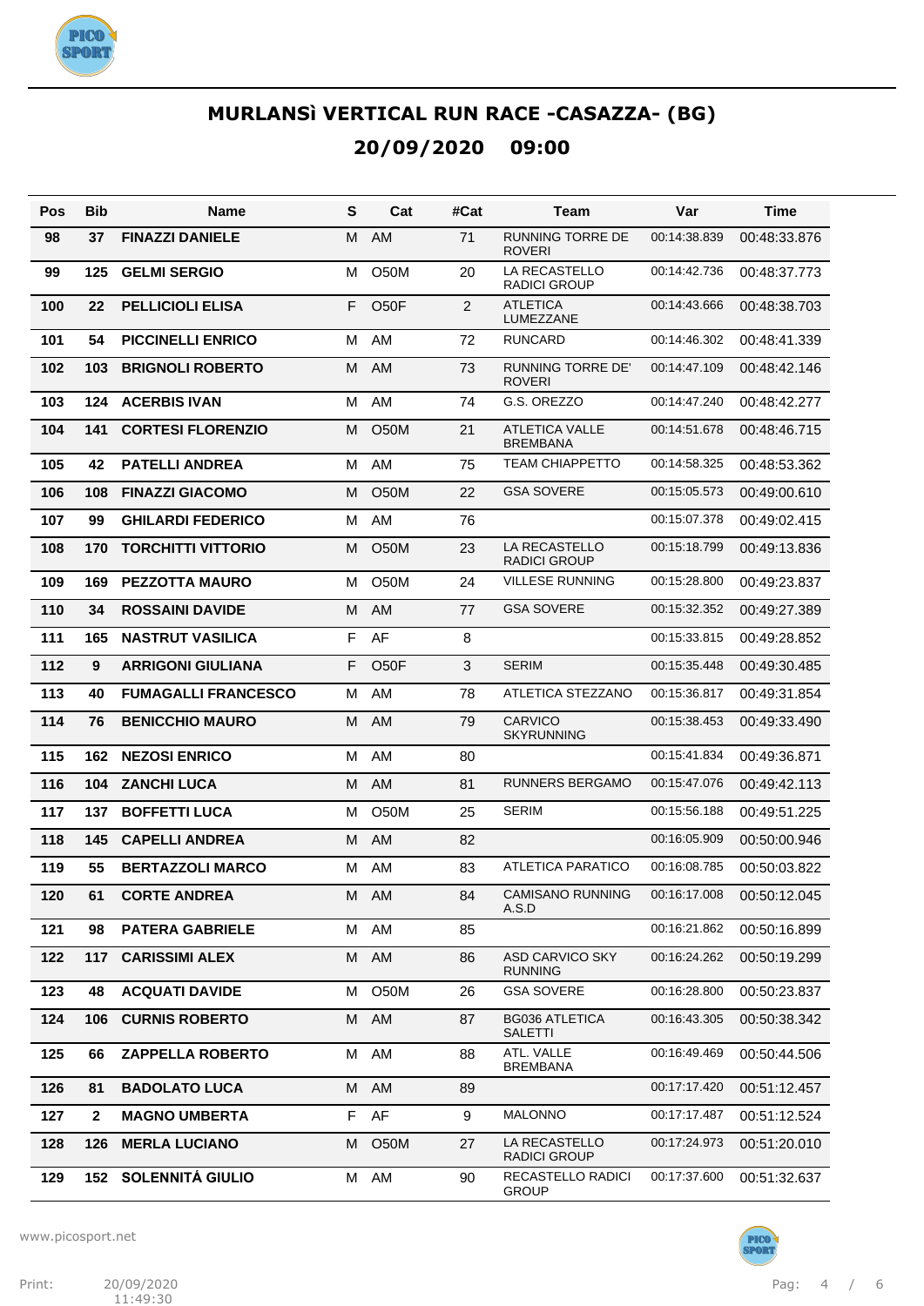# MURLANSì VERTICAL RUN RACE -CASAZZA- (BG)

## 20/09/2020 09:00

| Pos | Bib | Name | S | Cat | #Cat | Team | Var | Time |
|---|---|---|---|---|---|---|---|---|
| 98 | 37 | FINAZZI DANIELE | M | AM | 71 | RUNNING TORRE DE ROVERI | 00:14:38.839 | 00:48:33.876 |
| 99 | 125 | GELMI SERGIO | M | O50M | 20 | LA RECASTELLO RADICI GROUP | 00:14:42.736 | 00:48:37.773 |
| 100 | 22 | PELLICIOLI ELISA | F | O50F | 2 | ATLETICA LUMEZZANE | 00:14:43.666 | 00:48:38.703 |
| 101 | 54 | PICCINELLI ENRICO | M | AM | 72 | RUNCARD | 00:14:46.302 | 00:48:41.339 |
| 102 | 103 | BRIGNOLI ROBERTO | M | AM | 73 | RUNNING TORRE DE' ROVERI | 00:14:47.109 | 00:48:42.146 |
| 103 | 124 | ACERBIS IVAN | M | AM | 74 | G.S. OREZZO | 00:14:47.240 | 00:48:42.277 |
| 104 | 141 | CORTESI FLORENZIO | M | O50M | 21 | ATLETICA VALLE BREMBANA | 00:14:51.678 | 00:48:46.715 |
| 105 | 42 | PATELLI ANDREA | M | AM | 75 | TEAM CHIAPPETTO | 00:14:58.325 | 00:48:53.362 |
| 106 | 108 | FINAZZI GIACOMO | M | O50M | 22 | GSA SOVERE | 00:15:05.573 | 00:49:00.610 |
| 107 | 99 | GHILARDI FEDERICO | M | AM | 76 | | 00:15:07.378 | 00:49:02.415 |
| 108 | 170 | TORCHITTI VITTORIO | M | O50M | 23 | LA RECASTELLO RADICI GROUP | 00:15:18.799 | 00:49:13.836 |
| 109 | 169 | PEZZOTTA MAURO | M | O50M | 24 | VILLESE RUNNING | 00:15:28.800 | 00:49:23.837 |
| 110 | 34 | ROSSAINI DAVIDE | M | AM | 77 | GSA SOVERE | 00:15:32.352 | 00:49:27.389 |
| 111 | 165 | NASTRUT VASILICA | F | AF | 8 | | 00:15:33.815 | 00:49:28.852 |
| 112 | 9 | ARRIGONI GIULIANA | F | O50F | 3 | SERIM | 00:15:35.448 | 00:49:30.485 |
| 113 | 40 | FUMAGALLI FRANCESCO | M | AM | 78 | ATLETICA STEZZANO | 00:15:36.817 | 00:49:31.854 |
| 114 | 76 | BENICCHIO MAURO | M | AM | 79 | CARVICO SKYRUNNING | 00:15:38.453 | 00:49:33.490 |
| 115 | 162 | NEZOSI ENRICO | M | AM | 80 | | 00:15:41.834 | 00:49:36.871 |
| 116 | 104 | ZANCHI LUCA | M | AM | 81 | RUNNERS BERGAMO | 00:15:47.076 | 00:49:42.113 |
| 117 | 137 | BOFFETTI LUCA | M | O50M | 25 | SERIM | 00:15:56.188 | 00:49:51.225 |
| 118 | 145 | CAPELLI ANDREA | M | AM | 82 | | 00:16:05.909 | 00:50:00.946 |
| 119 | 55 | BERTAZZOLI MARCO | M | AM | 83 | ATLETICA PARATICO | 00:16:08.785 | 00:50:03.822 |
| 120 | 61 | CORTE ANDREA | M | AM | 84 | CAMISANO RUNNING A.S.D | 00:16:17.008 | 00:50:12.045 |
| 121 | 98 | PATERA GABRIELE | M | AM | 85 | | 00:16:21.862 | 00:50:16.899 |
| 122 | 117 | CARISSIMI ALEX | M | AM | 86 | ASD CARVICO SKY RUNNING | 00:16:24.262 | 00:50:19.299 |
| 123 | 48 | ACQUATI DAVIDE | M | O50M | 26 | GSA SOVERE | 00:16:28.800 | 00:50:23.837 |
| 124 | 106 | CURNIS ROBERTO | M | AM | 87 | BG036 ATLETICA SALETTI | 00:16:43.305 | 00:50:38.342 |
| 125 | 66 | ZAPPELLA ROBERTO | M | AM | 88 | ATL. VALLE BREMBANA | 00:16:49.469 | 00:50:44.506 |
| 126 | 81 | BADOLATO LUCA | M | AM | 89 | | 00:17:17.420 | 00:51:12.457 |
| 127 | 2 | MAGNO UMBERTA | F | AF | 9 | MALONNO | 00:17:17.487 | 00:51:12.524 |
| 128 | 126 | MERLA LUCIANO | M | O50M | 27 | LA RECASTELLO RADICI GROUP | 00:17:24.973 | 00:51:20.010 |
| 129 | 152 | SOLENNITÁ GIULIO | M | AM | 90 | RECASTELLO RADICI GROUP | 00:17:37.600 | 00:51:32.637 |

www.picosport.net

Print: 20/09/2020 11:49:30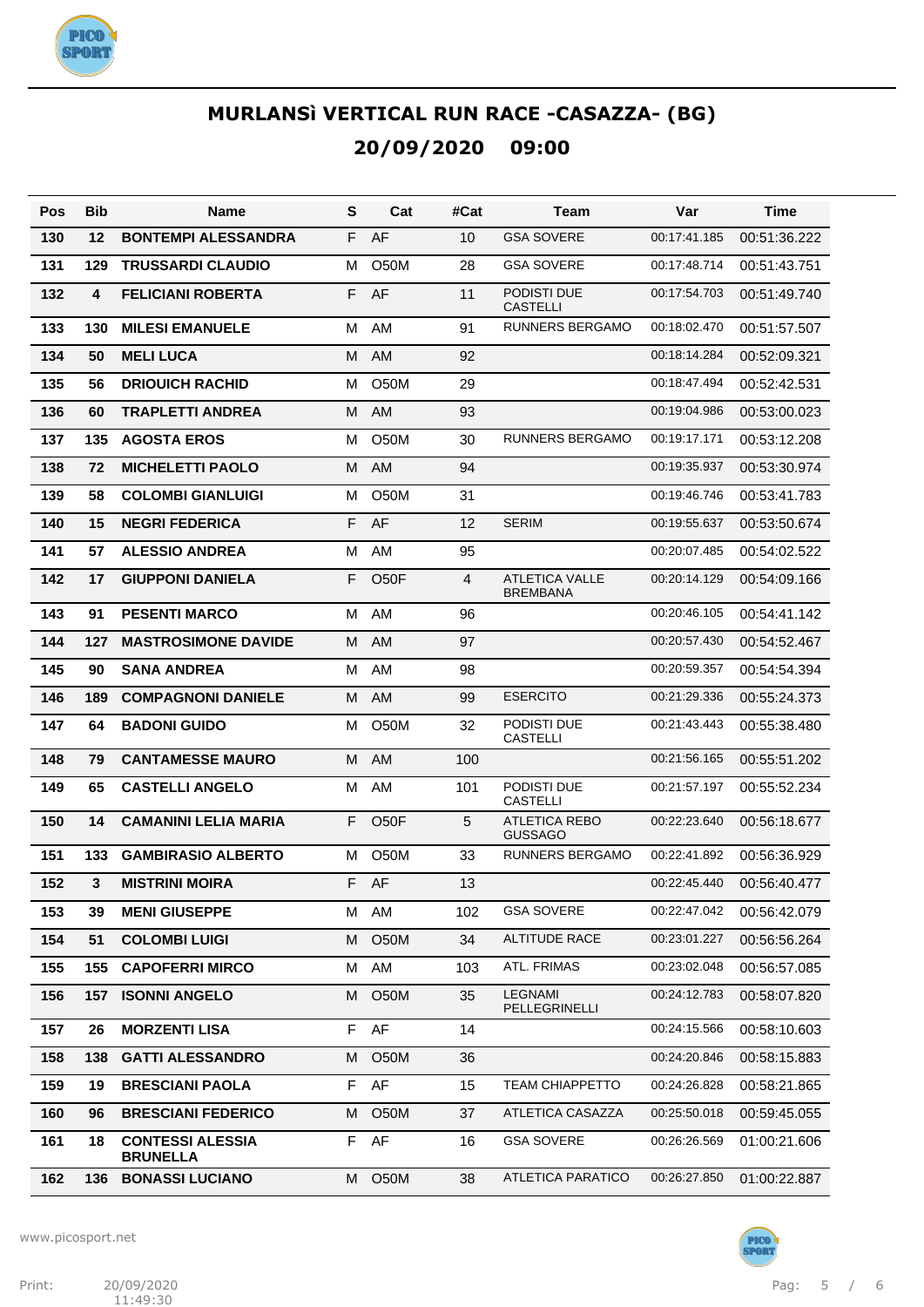# MURLANSì VERTICAL RUN RACE -CASAZZA- (BG)

## 20/09/2020 09:00

| Pos | Bib | Name | S | Cat | #Cat | Team | Var | Time |
|---|---|---|---|---|---|---|---|---|
| 130 | 12 | BONTEMPI ALESSANDRA | F | AF | 10 | GSA SOVERE | 00:17:41.185 | 00:51:36.222 |
| 131 | 129 | TRUSSARDI CLAUDIO | M | O50M | 28 | GSA SOVERE | 00:17:48.714 | 00:51:43.751 |
| 132 | 4 | FELICIANI ROBERTA | F | AF | 11 | PODISTI DUE CASTELLI | 00:17:54.703 | 00:51:49.740 |
| 133 | 130 | MILESI EMANUELE | M | AM | 91 | RUNNERS BERGAMO | 00:18:02.470 | 00:51:57.507 |
| 134 | 50 | MELI LUCA | M | AM | 92 | | 00:18:14.284 | 00:52:09.321 |
| 135 | 56 | DRIOUICH RACHID | M | O50M | 29 | | 00:18:47.494 | 00:52:42.531 |
| 136 | 60 | TRAPLETTI ANDREA | M | AM | 93 | | 00:19:04.986 | 00:53:00.023 |
| 137 | 135 | AGOSTA EROS | M | O50M | 30 | RUNNERS BERGAMO | 00:19:17.171 | 00:53:12.208 |
| 138 | 72 | MICHELETTI PAOLO | M | AM | 94 | | 00:19:35.937 | 00:53:30.974 |
| 139 | 58 | COLOMBI GIANLUIGI | M | O50M | 31 | | 00:19:46.746 | 00:53:41.783 |
| 140 | 15 | NEGRI FEDERICA | F | AF | 12 | SERIM | 00:19:55.637 | 00:53:50.674 |
| 141 | 57 | ALESSIO ANDREA | M | AM | 95 | | 00:20:07.485 | 00:54:02.522 |
| 142 | 17 | GIUPPONI DANIELA | F | O50F | 4 | ATLETICA VALLE BREMBANA | 00:20:14.129 | 00:54:09.166 |
| 143 | 91 | PESENTI MARCO | M | AM | 96 | | 00:20:46.105 | 00:54:41.142 |
| 144 | 127 | MASTROSIMONE DAVIDE | M | AM | 97 | | 00:20:57.430 | 00:54:52.467 |
| 145 | 90 | SANA ANDREA | M | AM | 98 | | 00:20:59.357 | 00:54:54.394 |
| 146 | 189 | COMPAGNONI DANIELE | M | AM | 99 | ESERCITO | 00:21:29.336 | 00:55:24.373 |
| 147 | 64 | BADONI GUIDO | M | O50M | 32 | PODISTI DUE CASTELLI | 00:21:43.443 | 00:55:38.480 |
| 148 | 79 | CANTAMESSE MAURO | M | AM | 100 | | 00:21:56.165 | 00:55:51.202 |
| 149 | 65 | CASTELLI ANGELO | M | AM | 101 | PODISTI DUE CASTELLI | 00:21:57.197 | 00:55:52.234 |
| 150 | 14 | CAMANINI LELIA MARIA | F | O50F | 5 | ATLETICA REBO GUSSAGO | 00:22:23.640 | 00:56:18.677 |
| 151 | 133 | GAMBIRASIO ALBERTO | M | O50M | 33 | RUNNERS BERGAMO | 00:22:41.892 | 00:56:36.929 |
| 152 | 3 | MISTRINI MOIRA | F | AF | 13 | | 00:22:45.440 | 00:56:40.477 |
| 153 | 39 | MENI GIUSEPPE | M | AM | 102 | GSA SOVERE | 00:22:47.042 | 00:56:42.079 |
| 154 | 51 | COLOMBI LUIGI | M | O50M | 34 | ALTITUDE RACE | 00:23:01.227 | 00:56:56.264 |
| 155 | 155 | CAPOFERRI MIRCO | M | AM | 103 | ATL. FRIMAS | 00:23:02.048 | 00:56:57.085 |
| 156 | 157 | ISONNI ANGELO | M | O50M | 35 | LEGNAMI PELLEGRINELLI | 00:24:12.783 | 00:58:07.820 |
| 157 | 26 | MORZENTI LISA | F | AF | 14 | | 00:24:15.566 | 00:58:10.603 |
| 158 | 138 | GATTI ALESSANDRO | M | O50M | 36 | | 00:24:20.846 | 00:58:15.883 |
| 159 | 19 | BRESCIANI PAOLA | F | AF | 15 | TEAM CHIAPPETTO | 00:24:26.828 | 00:58:21.865 |
| 160 | 96 | BRESCIANI FEDERICO | M | O50M | 37 | ATLETICA CASAZZA | 00:25:50.018 | 00:59:45.055 |
| 161 | 18 | CONTESSI ALESSIA BRUNELLA | F | AF | 16 | GSA SOVERE | 00:26:26.569 | 01:00:21.606 |
| 162 | 136 | BONASSI LUCIANO | M | O50M | 38 | ATLETICA PARATICO | 00:26:27.850 | 01:00:22.887 |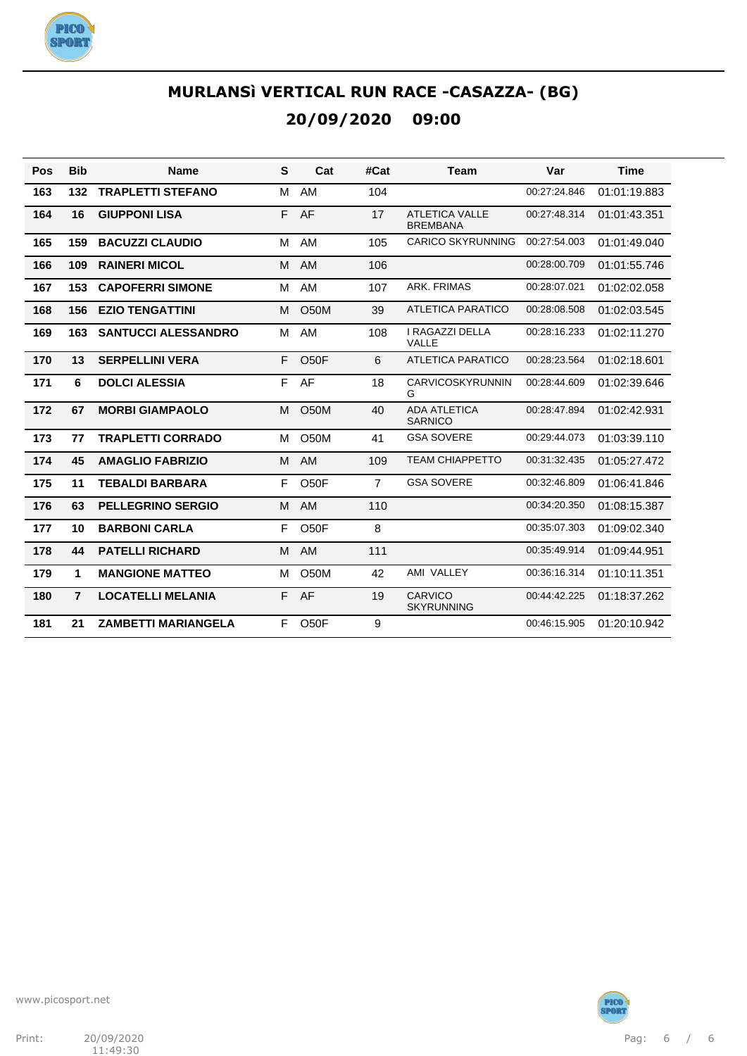# MURLANSì VERTICAL RUN RACE -CASAZZA- (BG)

## 20/09/2020 09:00

| Pos | Bib | Name | S | Cat | #Cat | Team | Var | Time |
|---|---|---|---|---|---|---|---|---|
| 163 | 132 | TRAPLETTI STEFANO | M | AM | 104 | | 00:27:24.846 | 01:01:19.883 |
| 164 | 16 | GIUPPONI LISA | F | AF | 17 | ATLETICA VALLE BREMBANA | 00:27:48.314 | 01:01:43.351 |
| 165 | 159 | BACUZZI CLAUDIO | M | AM | 105 | CARICO SKYRUNNING | 00:27:54.003 | 01:01:49.040 |
| 166 | 109 | RAINERI MICOL | M | AM | 106 | | 00:28:00.709 | 01:01:55.746 |
| 167 | 153 | CAPOFERRI SIMONE | M | AM | 107 | ARK. FRIMAS | 00:28:07.021 | 01:02:02.058 |
| 168 | 156 | EZIO TENGATTINI | M | O50M | 39 | ATLETICA PARATICO | 00:28:08.508 | 01:02:03.545 |
| 169 | 163 | SANTUCCI ALESSANDRO | M | AM | 108 | I RAGAZZI DELLA VALLE | 00:28:16.233 | 01:02:11.270 |
| 170 | 13 | SERPELLINI VERA | F | O50F | 6 | ATLETICA PARATICO | 00:28:23.564 | 01:02:18.601 |
| 171 | 6 | DOLCI ALESSIA | F | AF | 18 | CARVICOSKYRUNNING | 00:28:44.609 | 01:02:39.646 |
| 172 | 67 | MORBI GIAMPAOLO | M | O50M | 40 | ADA ATLETICA SARNICO | 00:28:47.894 | 01:02:42.931 |
| 173 | 77 | TRAPLETTI CORRADO | M | O50M | 41 | GSA SOVERE | 00:29:44.073 | 01:03:39.110 |
| 174 | 45 | AMAGLIO FABRIZIO | M | AM | 109 | TEAM CHIAPPETTO | 00:31:32.435 | 01:05:27.472 |
| 175 | 11 | TEBALDI BARBARA | F | O50F | 7 | GSA SOVERE | 00:32:46.809 | 01:06:41.846 |
| 176 | 63 | PELLEGRINO SERGIO | M | AM | 110 | | 00:34:20.350 | 01:08:15.387 |
| 177 | 10 | BARBONI CARLA | F | O50F | 8 | | 00:35:07.303 | 01:09:02.340 |
| 178 | 44 | PATELLI RICHARD | M | AM | 111 | | 00:35:49.914 | 01:09:44.951 |
| 179 | 1 | MANGIONE MATTEO | M | O50M | 42 | AMI VALLEY | 00:36:16.314 | 01:10:11.351 |
| 180 | 7 | LOCATELLI MELANIA | F | AF | 19 | CARVICO SKYRUNNING | 00:44:42.225 | 01:18:37.262 |
| 181 | 21 | ZAMBETTI MARIANGELA | F | O50F | 9 | | 00:46:15.905 | 01:20:10.942 |

www.picosport.net

Print: 20/09/2020 11:49:30